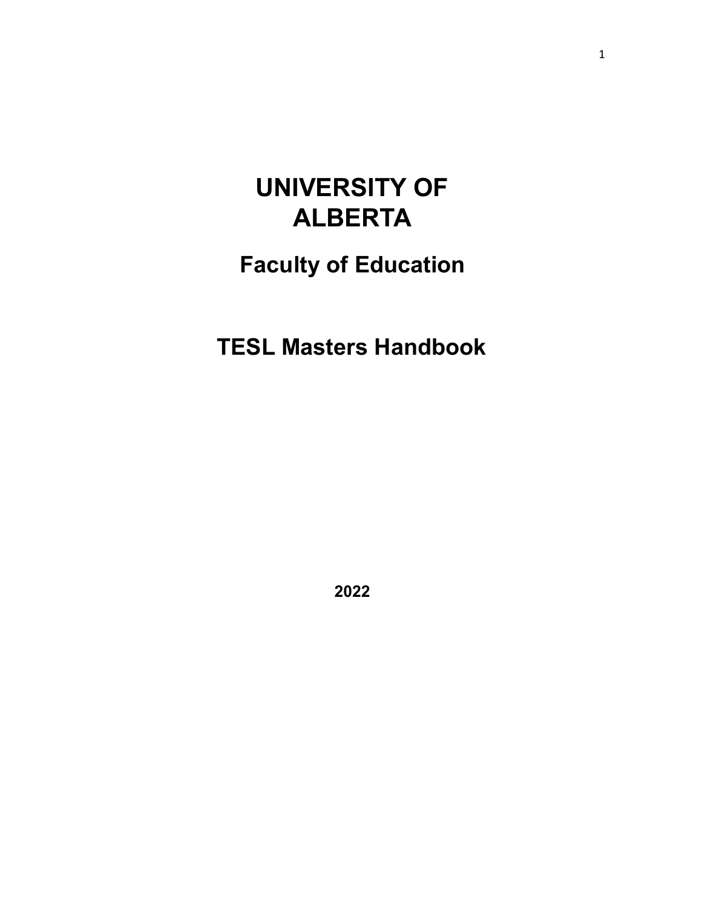# UNIVERSITY OF ALBERTA

## Faculty of Education

## TESL Masters Handbook

**2022**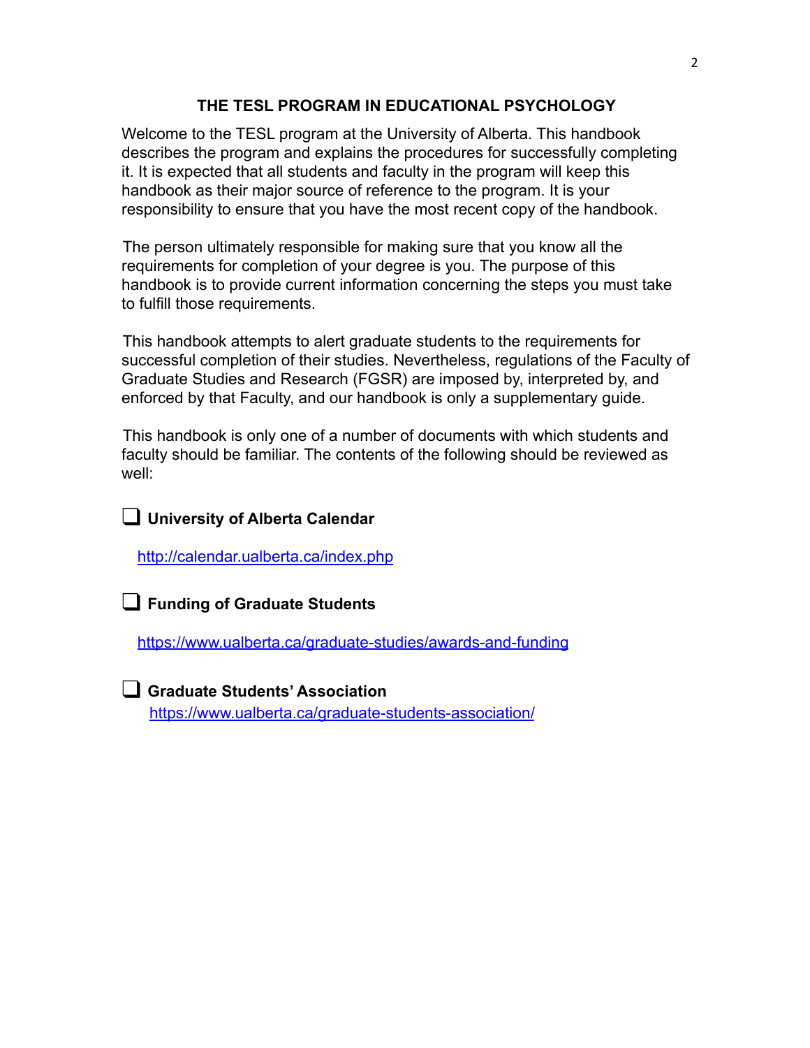# THE TESL PROGRAM IN EDUCATIONAL PSYCHOLOGY

Welcome to the TESL program at the University of Alberta. This handbook describes the program and explains the procedures for successfully completing it. It is expected that all students and faculty in the program will keep this handbook as their major source of reference to the program. It is your responsibility to ensure that you have the most recent copy of the handbook.

The person ultimately responsible for making sure that you know all the requirements for completion of your degree is you. The purpose of this handbook is to provide current information concerning the steps you must take to fulfill those requirements.

This handbook attempts to alert graduate students to the requirements for successful completion of their studies. Nevertheless, regulations of the Faculty of Graduate Studies and Research (FGSR) are imposed by, interpreted by, and enforced by that Faculty, and our handbook is only a supplementary guide.

This handbook is only one of a number of documents with which students and faculty should be familiar. The contents of the following should be reviewed as well:

- ❑ **University of Alberta Calendar**

  http://calendar.ualberta.ca/index.php

- ❑ **Funding of Graduate Students**

  https://www.ualberta.ca/graduate-studies/awards-and-funding

- ❑ **Graduate Students' Association**

  https://www.ualberta.ca/graduate-students-association/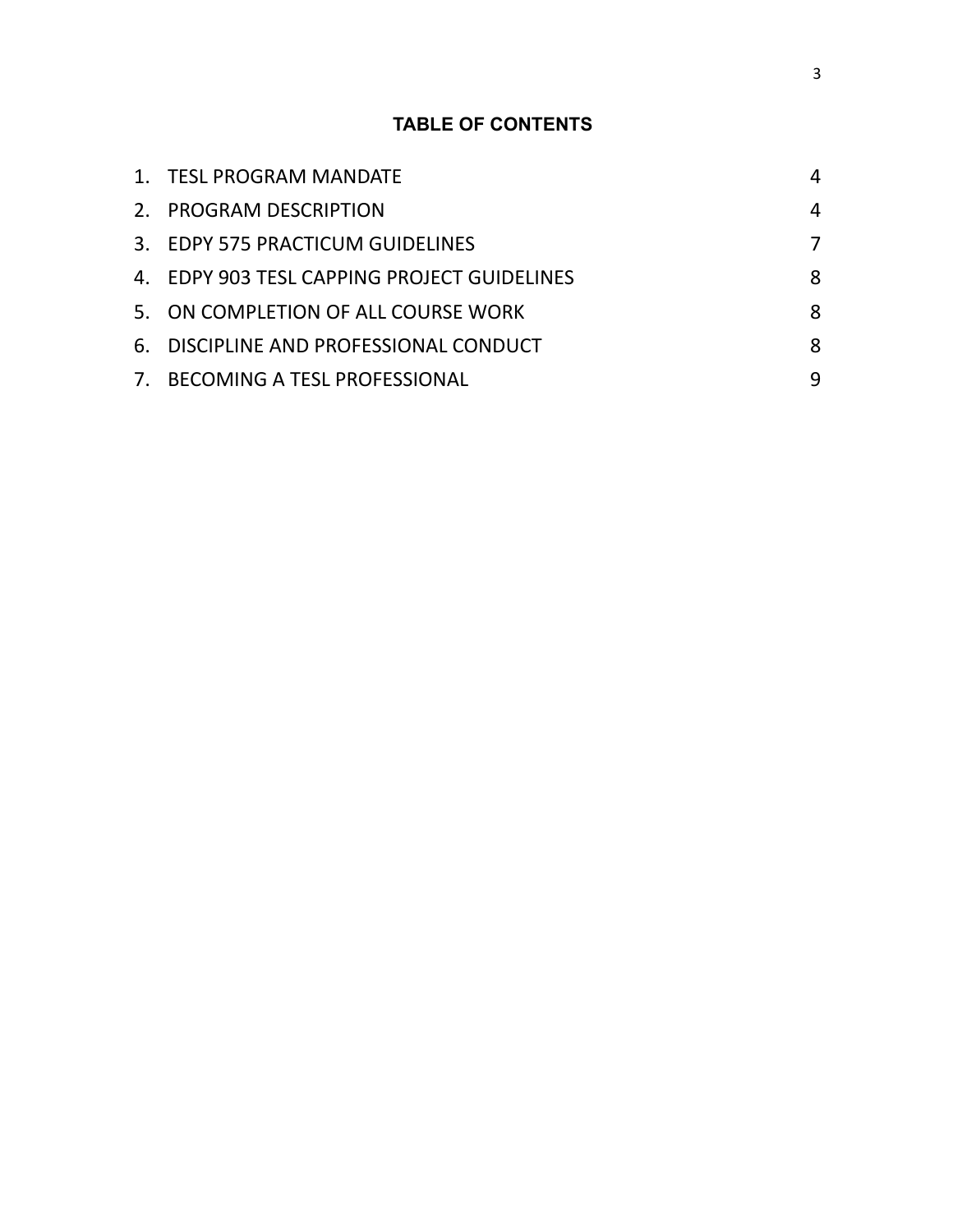## TABLE OF CONTENTS

| | |
|---|---|
| 1. TESL PROGRAM MANDATE | 4 |
| 2. PROGRAM DESCRIPTION | 4 |
| 3. EDPY 575 PRACTICUM GUIDELINES | 7 |
| 4. EDPY 903 TESL CAPPING PROJECT GUIDELINES | 8 |
| 5. ON COMPLETION OF ALL COURSE WORK | 8 |
| 6. DISCIPLINE AND PROFESSIONAL CONDUCT | 8 |
| 7. BECOMING A TESL PROFESSIONAL | 9 |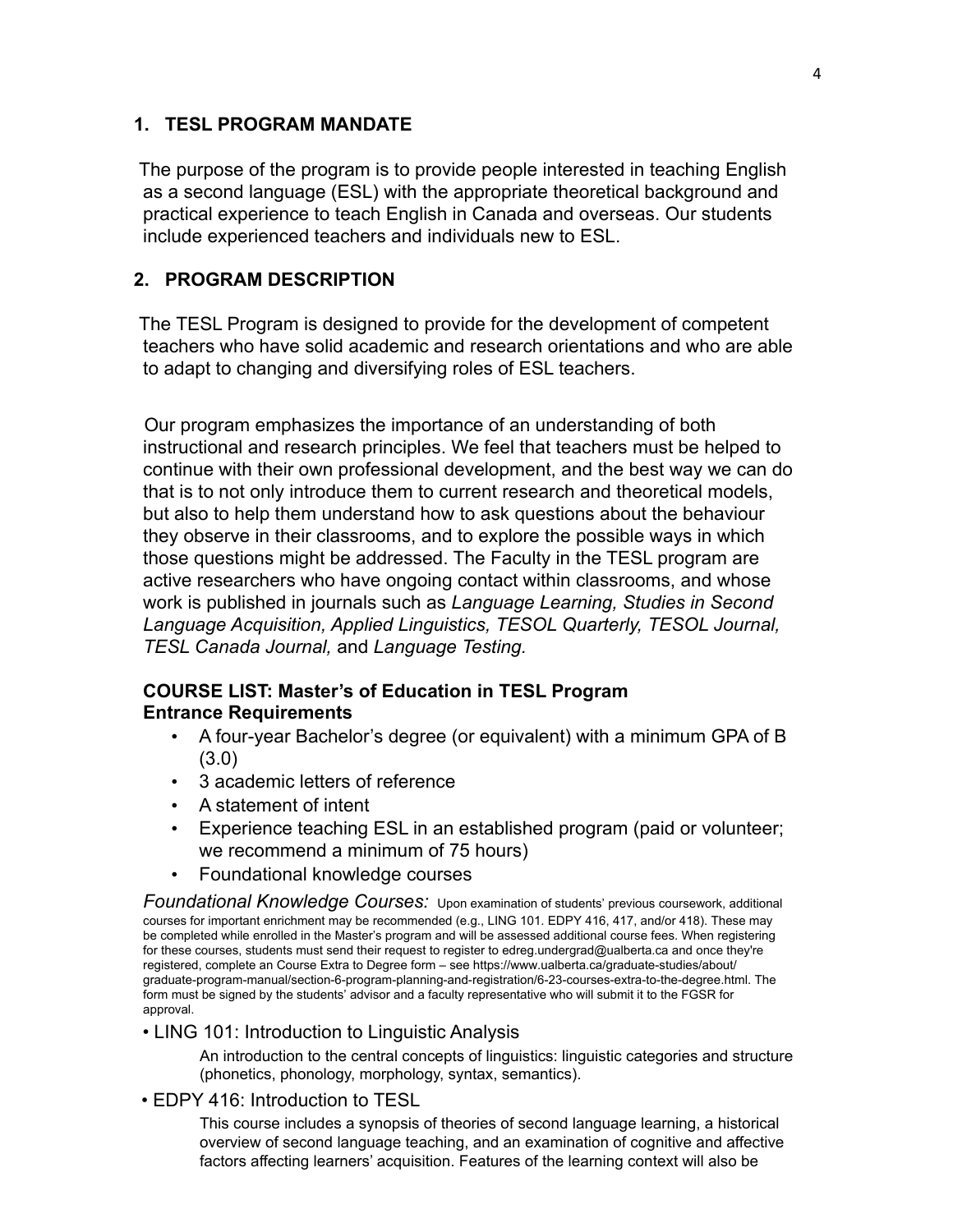## 1. TESL PROGRAM MANDATE

The purpose of the program is to provide people interested in teaching English as a second language (ESL) with the appropriate theoretical background and practical experience to teach English in Canada and overseas. Our students include experienced teachers and individuals new to ESL.

## 2. PROGRAM DESCRIPTION

The TESL Program is designed to provide for the development of competent teachers who have solid academic and research orientations and who are able to adapt to changing and diversifying roles of ESL teachers.

Our program emphasizes the importance of an understanding of both instructional and research principles. We feel that teachers must be helped to continue with their own professional development, and the best way we can do that is to not only introduce them to current research and theoretical models, but also to help them understand how to ask questions about the behaviour they observe in their classrooms, and to explore the possible ways in which those questions might be addressed. The Faculty in the TESL program are active researchers who have ongoing contact within classrooms, and whose work is published in journals such as *Language Learning, Studies in Second Language Acquisition, Applied Linguistics, TESOL Quarterly, TESOL Journal, TESL Canada Journal,* and *Language Testing.*

**COURSE LIST: Master's of Education in TESL Program**
**Entrance Requirements**

- A four-year Bachelor's degree (or equivalent) with a minimum GPA of B (3.0)
- 3 academic letters of reference
- A statement of intent
- Experience teaching ESL in an established program (paid or volunteer; we recommend a minimum of 75 hours)
- Foundational knowledge courses

*Foundational Knowledge Courses:* Upon examination of students' previous coursework, additional courses for important enrichment may be recommended (e.g., LING 101. EDPY 416, 417, and/or 418). These may be completed while enrolled in the Master's program and will be assessed additional course fees. When registering for these courses, students must send their request to register to edreg.undergrad@ualberta.ca and once they're registered, complete an Course Extra to Degree form – see https://www.ualberta.ca/graduate-studies/about/graduate-program-manual/section-6-program-planning-and-registration/6-23-courses-extra-to-the-degree.html. The form must be signed by the students' advisor and a faculty representative who will submit it to the FGSR for approval.

• LING 101: Introduction to Linguistic Analysis

An introduction to the central concepts of linguistics: linguistic categories and structure (phonetics, phonology, morphology, syntax, semantics).

• EDPY 416: Introduction to TESL

This course includes a synopsis of theories of second language learning, a historical overview of second language teaching, and an examination of cognitive and affective factors affecting learners' acquisition. Features of the learning context will also be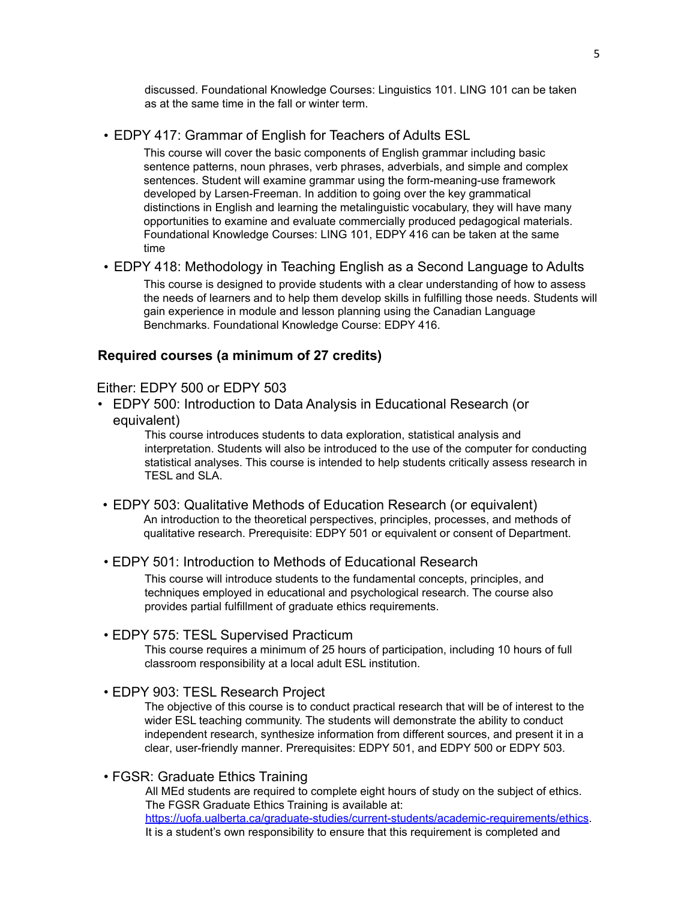discussed. Foundational Knowledge Courses: Linguistics 101. LING 101 can be taken as at the same time in the fall or winter term.

- EDPY 417: Grammar of English for Teachers of Adults ESL

  This course will cover the basic components of English grammar including basic sentence patterns, noun phrases, verb phrases, adverbials, and simple and complex sentences. Student will examine grammar using the form-meaning-use framework developed by Larsen-Freeman. In addition to going over the key grammatical distinctions in English and learning the metalinguistic vocabulary, they will have many opportunities to examine and evaluate commercially produced pedagogical materials. Foundational Knowledge Courses: LING 101, EDPY 416 can be taken at the same time

- EDPY 418: Methodology in Teaching English as a Second Language to Adults

  This course is designed to provide students with a clear understanding of how to assess the needs of learners and to help them develop skills in fulfilling those needs. Students will gain experience in module and lesson planning using the Canadian Language Benchmarks. Foundational Knowledge Course: EDPY 416.

### Required courses (a minimum of 27 credits)

Either: EDPY 500 or EDPY 503

- EDPY 500: Introduction to Data Analysis in Educational Research (or equivalent)

  This course introduces students to data exploration, statistical analysis and interpretation. Students will also be introduced to the use of the computer for conducting statistical analyses. This course is intended to help students critically assess research in TESL and SLA.

- EDPY 503: Qualitative Methods of Education Research (or equivalent)

  An introduction to the theoretical perspectives, principles, processes, and methods of qualitative research. Prerequisite: EDPY 501 or equivalent or consent of Department.

- EDPY 501: Introduction to Methods of Educational Research

  This course will introduce students to the fundamental concepts, principles, and techniques employed in educational and psychological research. The course also provides partial fulfillment of graduate ethics requirements.

- EDPY 575: TESL Supervised Practicum

  This course requires a minimum of 25 hours of participation, including 10 hours of full classroom responsibility at a local adult ESL institution.

- EDPY 903: TESL Research Project

  The objective of this course is to conduct practical research that will be of interest to the wider ESL teaching community. The students will demonstrate the ability to conduct independent research, synthesize information from different sources, and present it in a clear, user-friendly manner. Prerequisites: EDPY 501, and EDPY 500 or EDPY 503.

- FGSR: Graduate Ethics Training

  All MEd students are required to complete eight hours of study on the subject of ethics. The FGSR Graduate Ethics Training is available at: [https://uofa.ualberta.ca/graduate-studies/current-students/academic-requirements/ethics](https://uofa.ualberta.ca/graduate-studies/current-students/academic-requirements/ethics). It is a student's own responsibility to ensure that this requirement is completed and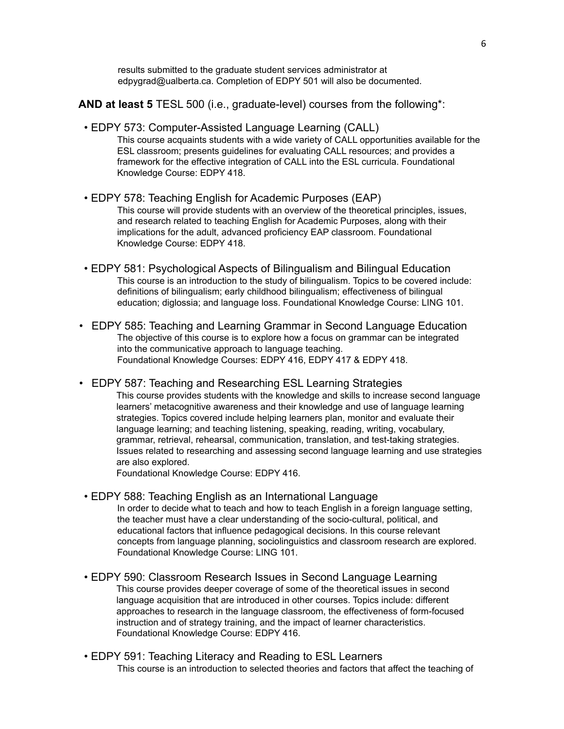results submitted to the graduate student services administrator at edpygrad@ualberta.ca. Completion of EDPY 501 will also be documented.

**AND at least 5** TESL 500 (i.e., graduate-level) courses from the following*:

- EDPY 573: Computer-Assisted Language Learning (CALL)
  This course acquaints students with a wide variety of CALL opportunities available for the ESL classroom; presents guidelines for evaluating CALL resources; and provides a framework for the effective integration of CALL into the ESL curricula. Foundational Knowledge Course: EDPY 418.

- EDPY 578: Teaching English for Academic Purposes (EAP)
  This course will provide students with an overview of the theoretical principles, issues, and research related to teaching English for Academic Purposes, along with their implications for the adult, advanced proficiency EAP classroom. Foundational Knowledge Course: EDPY 418.

- EDPY 581: Psychological Aspects of Bilingualism and Bilingual Education
  This course is an introduction to the study of bilingualism. Topics to be covered include: definitions of bilingualism; early childhood bilingualism; effectiveness of bilingual education; diglossia; and language loss. Foundational Knowledge Course: LING 101.

- EDPY 585: Teaching and Learning Grammar in Second Language Education
  The objective of this course is to explore how a focus on grammar can be integrated into the communicative approach to language teaching.
  Foundational Knowledge Courses: EDPY 416, EDPY 417 & EDPY 418.

- EDPY 587: Teaching and Researching ESL Learning Strategies
  This course provides students with the knowledge and skills to increase second language learners' metacognitive awareness and their knowledge and use of language learning strategies. Topics covered include helping learners plan, monitor and evaluate their language learning; and teaching listening, speaking, reading, writing, vocabulary, grammar, retrieval, rehearsal, communication, translation, and test-taking strategies. Issues related to researching and assessing second language learning and use strategies are also explored.
  Foundational Knowledge Course: EDPY 416.

- EDPY 588: Teaching English as an International Language
  In order to decide what to teach and how to teach English in a foreign language setting, the teacher must have a clear understanding of the socio-cultural, political, and educational factors that influence pedagogical decisions. In this course relevant concepts from language planning, sociolinguistics and classroom research are explored. Foundational Knowledge Course: LING 101.

- EDPY 590: Classroom Research Issues in Second Language Learning
  This course provides deeper coverage of some of the theoretical issues in second language acquisition that are introduced in other courses. Topics include: different approaches to research in the language classroom, the effectiveness of form-focused instruction and of strategy training, and the impact of learner characteristics.
  Foundational Knowledge Course: EDPY 416.

- EDPY 591: Teaching Literacy and Reading to ESL Learners
  This course is an introduction to selected theories and factors that affect the teaching of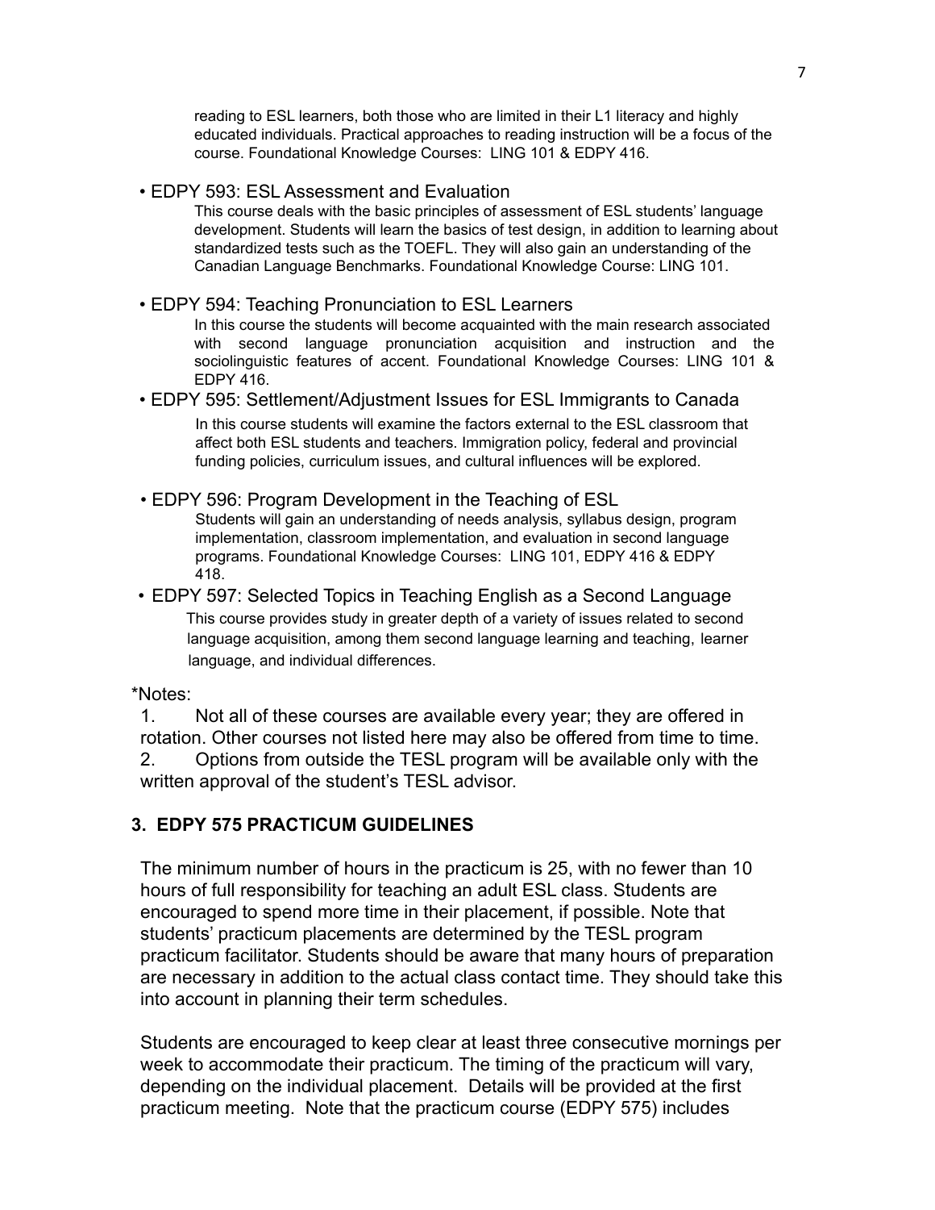reading to ESL learners, both those who are limited in their L1 literacy and highly educated individuals. Practical approaches to reading instruction will be a focus of the course. Foundational Knowledge Courses: LING 101 & EDPY 416.

- EDPY 593: ESL Assessment and Evaluation

  This course deals with the basic principles of assessment of ESL students' language development. Students will learn the basics of test design, in addition to learning about standardized tests such as the TOEFL. They will also gain an understanding of the Canadian Language Benchmarks. Foundational Knowledge Course: LING 101.

- EDPY 594: Teaching Pronunciation to ESL Learners

  In this course the students will become acquainted with the main research associated with second language pronunciation acquisition and instruction and the sociolinguistic features of accent. Foundational Knowledge Courses: LING 101 & EDPY 416.

- EDPY 595: Settlement/Adjustment Issues for ESL Immigrants to Canada

  In this course students will examine the factors external to the ESL classroom that affect both ESL students and teachers. Immigration policy, federal and provincial funding policies, curriculum issues, and cultural influences will be explored.

- EDPY 596: Program Development in the Teaching of ESL

  Students will gain an understanding of needs analysis, syllabus design, program implementation, classroom implementation, and evaluation in second language programs. Foundational Knowledge Courses: LING 101, EDPY 416 & EDPY 418.

- EDPY 597: Selected Topics in Teaching English as a Second Language

  This course provides study in greater depth of a variety of issues related to second language acquisition, among them second language learning and teaching, learner language, and individual differences.

*Notes:

1. Not all of these courses are available every year; they are offered in rotation. Other courses not listed here may also be offered from time to time.
2. Options from outside the TESL program will be available only with the written approval of the student's TESL advisor.

## 3. EDPY 575 PRACTICUM GUIDELINES

The minimum number of hours in the practicum is 25, with no fewer than 10 hours of full responsibility for teaching an adult ESL class. Students are encouraged to spend more time in their placement, if possible. Note that students' practicum placements are determined by the TESL program practicum facilitator. Students should be aware that many hours of preparation are necessary in addition to the actual class contact time. They should take this into account in planning their term schedules.

Students are encouraged to keep clear at least three consecutive mornings per week to accommodate their practicum. The timing of the practicum will vary, depending on the individual placement. Details will be provided at the first practicum meeting. Note that the practicum course (EDPY 575) includes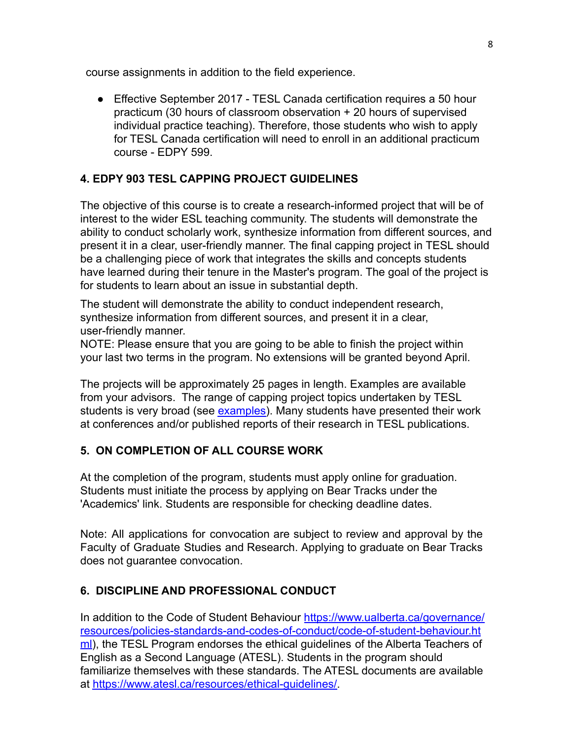course assignments in addition to the field experience.

- Effective September 2017 - TESL Canada certification requires a 50 hour practicum (30 hours of classroom observation + 20 hours of supervised individual practice teaching). Therefore, those students who wish to apply for TESL Canada certification will need to enroll in an additional practicum course - EDPY 599.

## 4. EDPY 903 TESL CAPPING PROJECT GUIDELINES

The objective of this course is to create a research-informed project that will be of interest to the wider ESL teaching community. The students will demonstrate the ability to conduct scholarly work, synthesize information from different sources, and present it in a clear, user-friendly manner. The final capping project in TESL should be a challenging piece of work that integrates the skills and concepts students have learned during their tenure in the Master's program. The goal of the project is for students to learn about an issue in substantial depth.

The student will demonstrate the ability to conduct independent research, synthesize information from different sources, and present it in a clear, user-friendly manner.
NOTE: Please ensure that you are going to be able to finish the project within your last two terms in the program. No extensions will be granted beyond April.

The projects will be approximately 25 pages in length. Examples are available from your advisors. The range of capping project topics undertaken by TESL students is very broad (see examples). Many students have presented their work at conferences and/or published reports of their research in TESL publications.

## 5. ON COMPLETION OF ALL COURSE WORK

At the completion of the program, students must apply online for graduation. Students must initiate the process by applying on Bear Tracks under the 'Academics' link. Students are responsible for checking deadline dates.

Note: All applications for convocation are subject to review and approval by the Faculty of Graduate Studies and Research. Applying to graduate on Bear Tracks does not guarantee convocation.

## 6. DISCIPLINE AND PROFESSIONAL CONDUCT

In addition to the Code of Student Behaviour https://www.ualberta.ca/governance/resources/policies-standards-and-codes-of-conduct/code-of-student-behaviour.html), the TESL Program endorses the ethical guidelines of the Alberta Teachers of English as a Second Language (ATESL). Students in the program should familiarize themselves with these standards. The ATESL documents are available at https://www.atesl.ca/resources/ethical-guidelines/.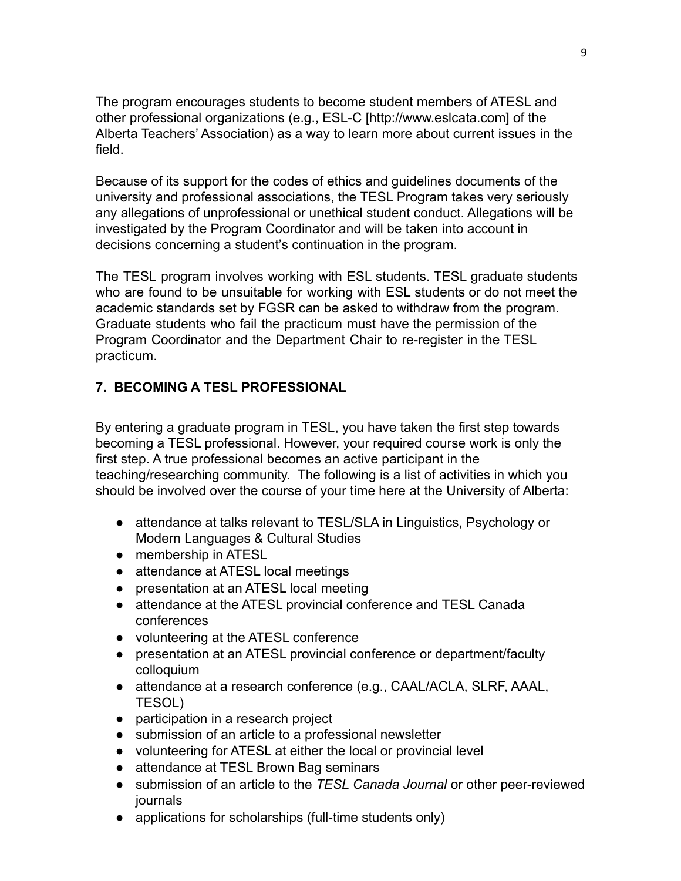The program encourages students to become student members of ATESL and other professional organizations (e.g., ESL-C [http://www.eslcata.com] of the Alberta Teachers' Association) as a way to learn more about current issues in the field.

Because of its support for the codes of ethics and guidelines documents of the university and professional associations, the TESL Program takes very seriously any allegations of unprofessional or unethical student conduct. Allegations will be investigated by the Program Coordinator and will be taken into account in decisions concerning a student's continuation in the program.

The TESL program involves working with ESL students. TESL graduate students who are found to be unsuitable for working with ESL students or do not meet the academic standards set by FGSR can be asked to withdraw from the program. Graduate students who fail the practicum must have the permission of the Program Coordinator and the Department Chair to re-register in the TESL practicum.

## 7. BECOMING A TESL PROFESSIONAL

By entering a graduate program in TESL, you have taken the first step towards becoming a TESL professional. However, your required course work is only the first step. A true professional becomes an active participant in the teaching/researching community. The following is a list of activities in which you should be involved over the course of your time here at the University of Alberta:

- attendance at talks relevant to TESL/SLA in Linguistics, Psychology or Modern Languages & Cultural Studies
- membership in ATESL
- attendance at ATESL local meetings
- presentation at an ATESL local meeting
- attendance at the ATESL provincial conference and TESL Canada conferences
- volunteering at the ATESL conference
- presentation at an ATESL provincial conference or department/faculty colloquium
- attendance at a research conference (e.g., CAAL/ACLA, SLRF, AAAL, TESOL)
- participation in a research project
- submission of an article to a professional newsletter
- volunteering for ATESL at either the local or provincial level
- attendance at TESL Brown Bag seminars
- submission of an article to the *TESL Canada Journal* or other peer-reviewed journals
- applications for scholarships (full-time students only)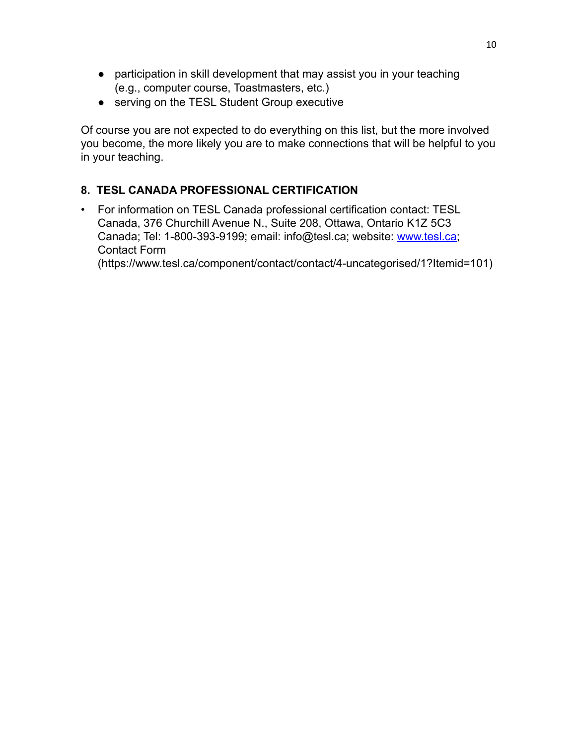- participation in skill development that may assist you in your teaching (e.g., computer course, Toastmasters, etc.)
- serving on the TESL Student Group executive

Of course you are not expected to do everything on this list, but the more involved you become, the more likely you are to make connections that will be helpful to you in your teaching.

## 8. TESL CANADA PROFESSIONAL CERTIFICATION

- For information on TESL Canada professional certification contact: TESL Canada, 376 Churchill Avenue N., Suite 208, Ottawa, Ontario K1Z 5C3 Canada; Tel: 1-800-393-9199; email: info@tesl.ca; website: [www.tesl.ca](http://www.tesl.ca); Contact Form (https://www.tesl.ca/component/contact/contact/4-uncategorised/1?Itemid=101)